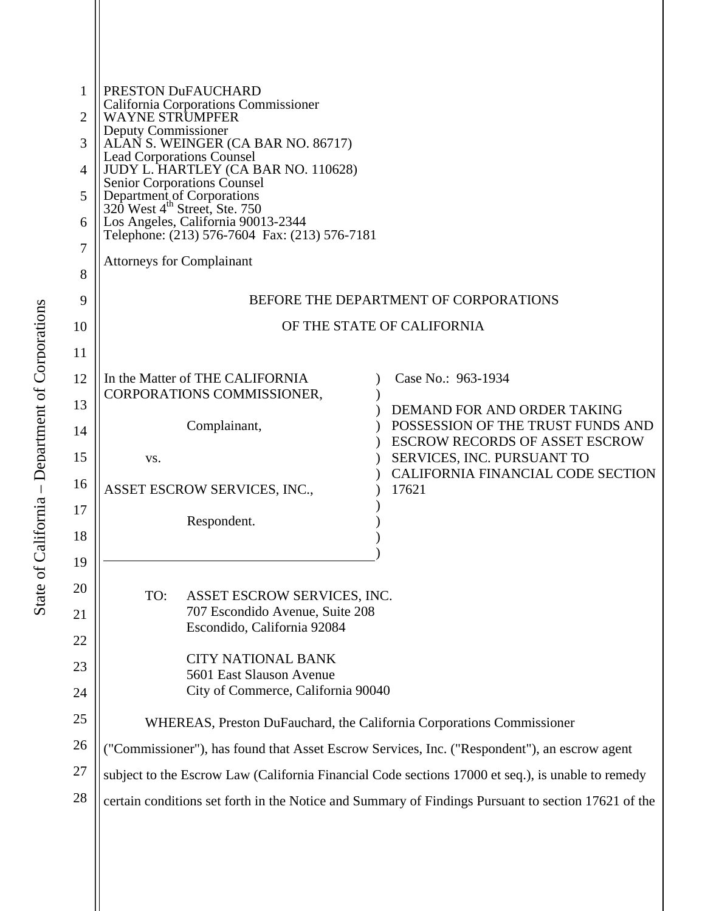PRESTON DuFAUCHARD
California Corporations Commissioner
WAYNE STRUMPFER
Deputy Commissioner
ALAN S. WEINGER (CA BAR NO. 86717)
Lead Corporations Counsel
JUDY L. HARTLEY (CA BAR NO. 110628)
Senior Corporations Counsel
Department of Corporations
320 West 4th Street, Ste. 750
Los Angeles, California 90013-2344
Telephone: (213) 576-7604 Fax: (213) 576-7181

Attorneys for Complainant

BEFORE THE DEPARTMENT OF CORPORATIONS

OF THE STATE OF CALIFORNIA

| | |
|---|---|
| In the Matter of THE CALIFORNIA CORPORATIONS COMMISSIONER,<br><br>Complainant,<br><br>vs.<br><br>ASSET ESCROW SERVICES, INC.,<br><br>Respondent. | Case No.: 963-1934<br><br>DEMAND FOR AND ORDER TAKING POSSESSION OF THE TRUST FUNDS AND ESCROW RECORDS OF ASSET ESCROW SERVICES, INC. PURSUANT TO CALIFORNIA FINANCIAL CODE SECTION 17621 |

TO: ASSET ESCROW SERVICES, INC.
707 Escondido Avenue, Suite 208
Escondido, California 92084

CITY NATIONAL BANK
5601 East Slauson Avenue
City of Commerce, California 90040

WHEREAS, Preston DuFauchard, the California Corporations Commissioner ("Commissioner"), has found that Asset Escrow Services, Inc. ("Respondent"), an escrow agent subject to the Escrow Law (California Financial Code sections 17000 et seq.), is unable to remedy certain conditions set forth in the Notice and Summary of Findings Pursuant to section 17621 of the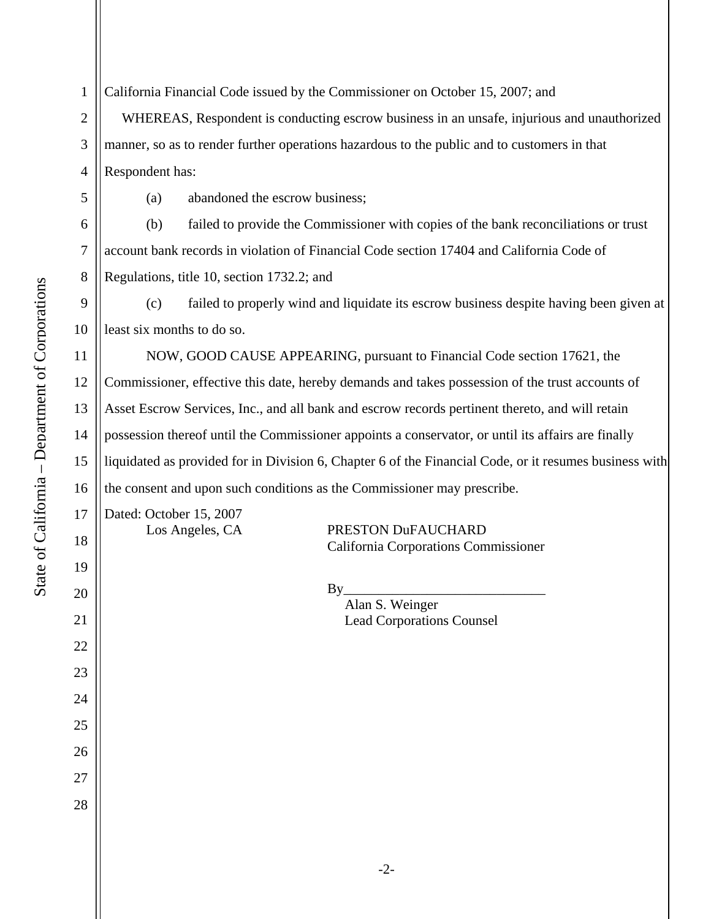California Financial Code issued by the Commissioner on October 15, 2007; and

WHEREAS, Respondent is conducting escrow business in an unsafe, injurious and unauthorized manner, so as to render further operations hazardous to the public and to customers in that Respondent has:

(a) abandoned the escrow business;

(b) failed to provide the Commissioner with copies of the bank reconciliations or trust account bank records in violation of Financial Code section 17404 and California Code of Regulations, title 10, section 1732.2; and

(c) failed to properly wind and liquidate its escrow business despite having been given at least six months to do so.

NOW, GOOD CAUSE APPEARING, pursuant to Financial Code section 17621, the Commissioner, effective this date, hereby demands and takes possession of the trust accounts of Asset Escrow Services, Inc., and all bank and escrow records pertinent thereto, and will retain possession thereof until the Commissioner appoints a conservator, or until its affairs are finally liquidated as provided for in Division 6, Chapter 6 of the Financial Code, or it resumes business with the consent and upon such conditions as the Commissioner may prescribe.

Dated: October 15, 2007
Los Angeles, CA

PRESTON DuFAUCHARD
California Corporations Commissioner

By_____________________________
Alan S. Weinger
Lead Corporations Counsel